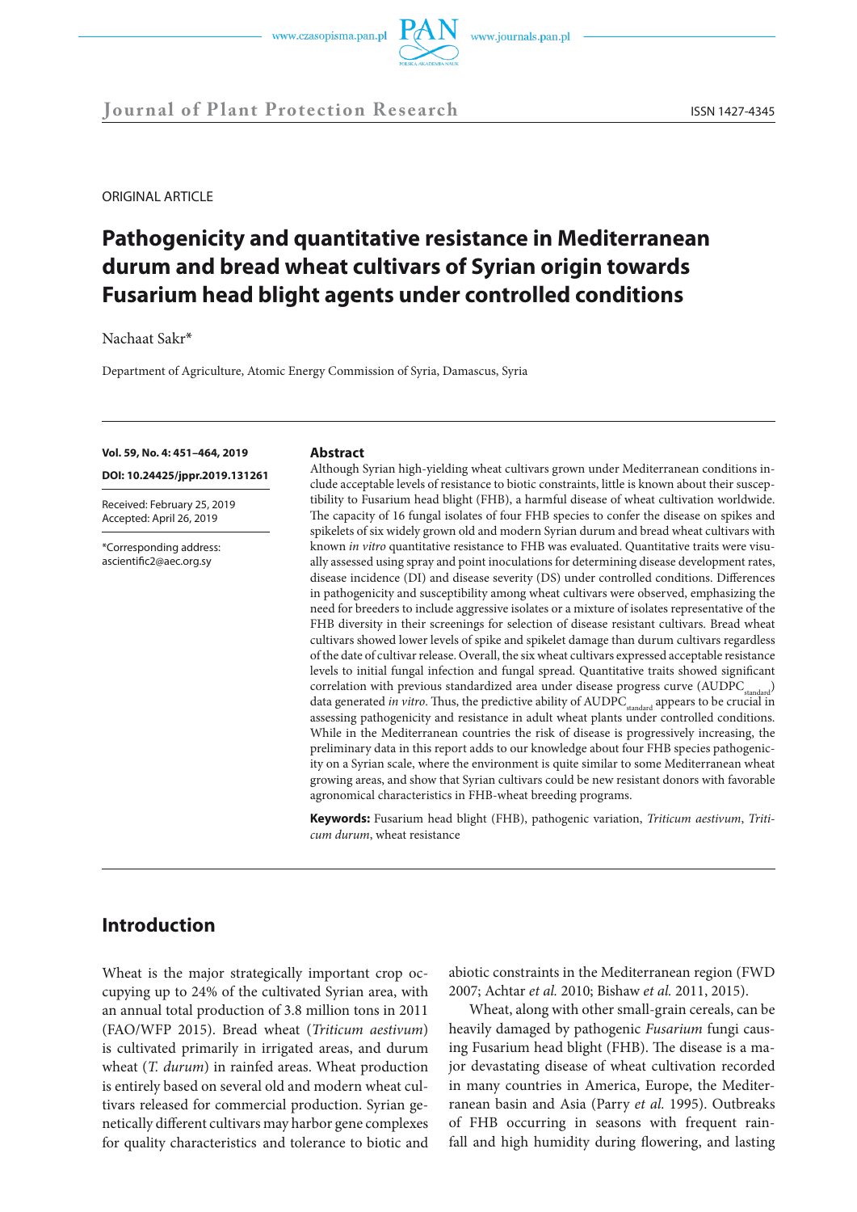ORIGINAL ARTICLE

# Pathogenicity and quantitative resistance in Mediterranean durum and bread wheat cultivars of Syrian origin towards Fusarium head blight agents under controlled conditions

Nachaat Sakr*

Department of Agriculture, Atomic Energy Commission of Syria, Damascus, Syria

**Vol. 59, No. 4: 451–464, 2019**

**DOI: 10.24425/jppr.2019.131261**

Received: February 25, 2019
Accepted: April 26, 2019

*Corresponding address:
ascientific2@aec.org.sy

## Abstract

Although Syrian high-yielding wheat cultivars grown under Mediterranean conditions include acceptable levels of resistance to biotic constraints, little is known about their susceptibility to Fusarium head blight (FHB), a harmful disease of wheat cultivation worldwide. The capacity of 16 fungal isolates of four FHB species to confer the disease on spikes and spikelets of six widely grown old and modern Syrian durum and bread wheat cultivars with known *in vitro* quantitative resistance to FHB was evaluated. Quantitative traits were visually assessed using spray and point inoculations for determining disease development rates, disease incidence (DI) and disease severity (DS) under controlled conditions. Differences in pathogenicity and susceptibility among wheat cultivars were observed, emphasizing the need for breeders to include aggressive isolates or a mixture of isolates representative of the FHB diversity in their screenings for selection of disease resistant cultivars. Bread wheat cultivars showed lower levels of spike and spikelet damage than durum cultivars regardless of the date of cultivar release. Overall, the six wheat cultivars expressed acceptable resistance levels to initial fungal infection and fungal spread. Quantitative traits showed significant correlation with previous standardized area under disease progress curve ($AUDPC_{standard}$) data generated *in vitro*. Thus, the predictive ability of $AUDPC_{standard}$ appears to be crucial in assessing pathogenicity and resistance in adult wheat plants under controlled conditions. While in the Mediterranean countries the risk of disease is progressively increasing, the preliminary data in this report adds to our knowledge about four FHB species pathogenicity on a Syrian scale, where the environment is quite similar to some Mediterranean wheat growing areas, and show that Syrian cultivars could be new resistant donors with favorable agronomical characteristics in FHB-wheat breeding programs.

**Keywords:** Fusarium head blight (FHB), pathogenic variation, *Triticum aestivum*, *Triticum durum*, wheat resistance

## Introduction

Wheat is the major strategically important crop occupying up to 24% of the cultivated Syrian area, with an annual total production of 3.8 million tons in 2011 (FAO/WFP 2015). Bread wheat (*Triticum aestivum*) is cultivated primarily in irrigated areas, and durum wheat (*T. durum*) in rainfed areas. Wheat production is entirely based on several old and modern wheat cultivars released for commercial production. Syrian genetically different cultivars may harbor gene complexes for quality characteristics and tolerance to biotic and abiotic constraints in the Mediterranean region (FWD 2007; Achtar *et al.* 2010; Bishaw *et al.* 2011, 2015).

Wheat, along with other small-grain cereals, can be heavily damaged by pathogenic *Fusarium* fungi causing Fusarium head blight (FHB). The disease is a major devastating disease of wheat cultivation recorded in many countries in America, Europe, the Mediterranean basin and Asia (Parry *et al.* 1995). Outbreaks of FHB occurring in seasons with frequent rainfall and high humidity during flowering, and lasting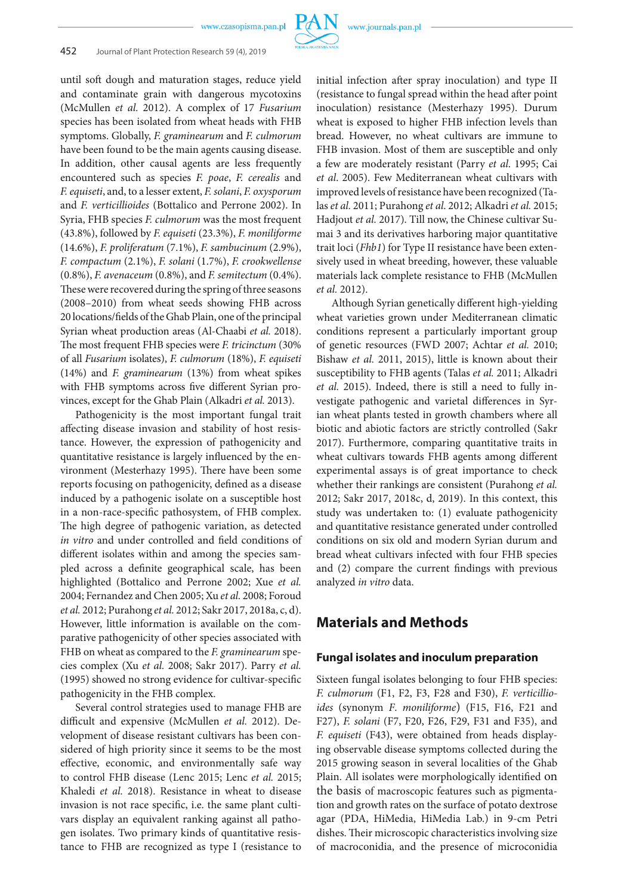until soft dough and maturation stages, reduce yield and contaminate grain with dangerous mycotoxins (McMullen *et al.* 2012). A complex of 17 *Fusarium* species has been isolated from wheat heads with FHB symptoms. Globally, *F. graminearum* and *F. culmorum* have been found to be the main agents causing disease. In addition, other causal agents are less frequently encountered such as species *F. poae*, *F. cerealis* and *F. equiseti*, and, to a lesser extent, *F. solani*, *F. oxysporum* and *F. verticillioides* (Bottalico and Perrone 2002). In Syria, FHB species *F. culmorum* was the most frequent (43.8%), followed by *F. equiseti* (23.3%), *F. moniliforme* (14.6%), *F. proliferatum* (7.1%), *F. sambucinum* (2.9%), *F. compactum* (2.1%), *F. solani* (1.7%), *F. crookwellense* (0.8%), *F. avenaceum* (0.8%), and *F. semitectum* (0.4%). These were recovered during the spring of three seasons (2008–2010) from wheat seeds showing FHB across 20 locations/fields of the Ghab Plain, one of the principal Syrian wheat production areas (Al-Chaabi *et al.* 2018). The most frequent FHB species were *F. tricinctum* (30% of all *Fusarium* isolates), *F. culmorum* (18%), *F. equiseti* (14%) and *F. graminearum* (13%) from wheat spikes with FHB symptoms across five different Syrian provinces, except for the Ghab Plain (Alkadri *et al.* 2013).

Pathogenicity is the most important fungal trait affecting disease invasion and stability of host resistance. However, the expression of pathogenicity and quantitative resistance is largely influenced by the environment (Mesterhazy 1995). There have been some reports focusing on pathogenicity, defined as a disease induced by a pathogenic isolate on a susceptible host in a non-race-specific pathosystem, of FHB complex. The high degree of pathogenic variation, as detected *in vitro* and under controlled and field conditions of different isolates within and among the species sampled across a definite geographical scale, has been highlighted (Bottalico and Perrone 2002; Xue *et al.* 2004; Fernandez and Chen 2005; Xu *et al.* 2008; Foroud *et al.* 2012; Purahong *et al.* 2012; Sakr 2017, 2018a, c, d). However, little information is available on the comparative pathogenicity of other species associated with FHB on wheat as compared to the *F. graminearum* species complex (Xu *et al.* 2008; Sakr 2017). Parry *et al.* (1995) showed no strong evidence for cultivar-specific pathogenicity in the FHB complex.

Several control strategies used to manage FHB are difficult and expensive (McMullen *et al.* 2012). Development of disease resistant cultivars has been considered of high priority since it seems to be the most effective, economic, and environmentally safe way to control FHB disease (Lenc 2015; Lenc *et al.* 2015; Khaledi *et al.* 2018). Resistance in wheat to disease invasion is not race specific, i.e. the same plant cultivars display an equivalent ranking against all pathogen isolates. Two primary kinds of quantitative resistance to FHB are recognized as type I (resistance to initial infection after spray inoculation) and type II (resistance to fungal spread within the head after point inoculation) resistance (Mesterhazy 1995). Durum wheat is exposed to higher FHB infection levels than bread. However, no wheat cultivars are immune to FHB invasion. Most of them are susceptible and only a few are moderately resistant (Parry *et al.* 1995; Cai *et al*. 2005). Few Mediterranean wheat cultivars with improved levels of resistance have been recognized (Talas *et al.* 2011; Purahong *et al*. 2012; Alkadri *et al.* 2015; Hadjout *et al.* 2017). Till now, the Chinese cultivar Sumai 3 and its derivatives harboring major quantitative trait loci (*Fhb1*) for Type II resistance have been extensively used in wheat breeding, however, these valuable materials lack complete resistance to FHB (McMullen *et al.* 2012).

Although Syrian genetically different high-yielding wheat varieties grown under Mediterranean climatic conditions represent a particularly important group of genetic resources (FWD 2007; Achtar *et al.* 2010; Bishaw *et al.* 2011, 2015), little is known about their susceptibility to FHB agents (Talas *et al.* 2011; Alkadri *et al.* 2015). Indeed, there is still a need to fully investigate pathogenic and varietal differences in Syrian wheat plants tested in growth chambers where all biotic and abiotic factors are strictly controlled (Sakr 2017). Furthermore, comparing quantitative traits in wheat cultivars towards FHB agents among different experimental assays is of great importance to check whether their rankings are consistent (Purahong *et al.* 2012; Sakr 2017, 2018c, d, 2019). In this context, this study was undertaken to: (1) evaluate pathogenicity and quantitative resistance generated under controlled conditions on six old and modern Syrian durum and bread wheat cultivars infected with four FHB species and (2) compare the current findings with previous analyzed *in vitro* data.

## Materials and Methods

### Fungal isolates and inoculum preparation

Sixteen fungal isolates belonging to four FHB species: *F. culmorum* (F1, F2, F3, F28 and F30), *F. verticillioides* (synonym *F. moniliforme*) (F15, F16, F21 and F27), *F. solani* (F7, F20, F26, F29, F31 and F35), and *F. equiseti* (F43), were obtained from heads displaying observable disease symptoms collected during the 2015 growing season in several localities of the Ghab Plain. All isolates were morphologically identified on the basis of macroscopic features such as pigmentation and growth rates on the surface of potato dextrose agar (PDA, HiMedia, HiMedia Lab.) in 9-cm Petri dishes. Their microscopic characteristics involving size of macroconidia, and the presence of microconidia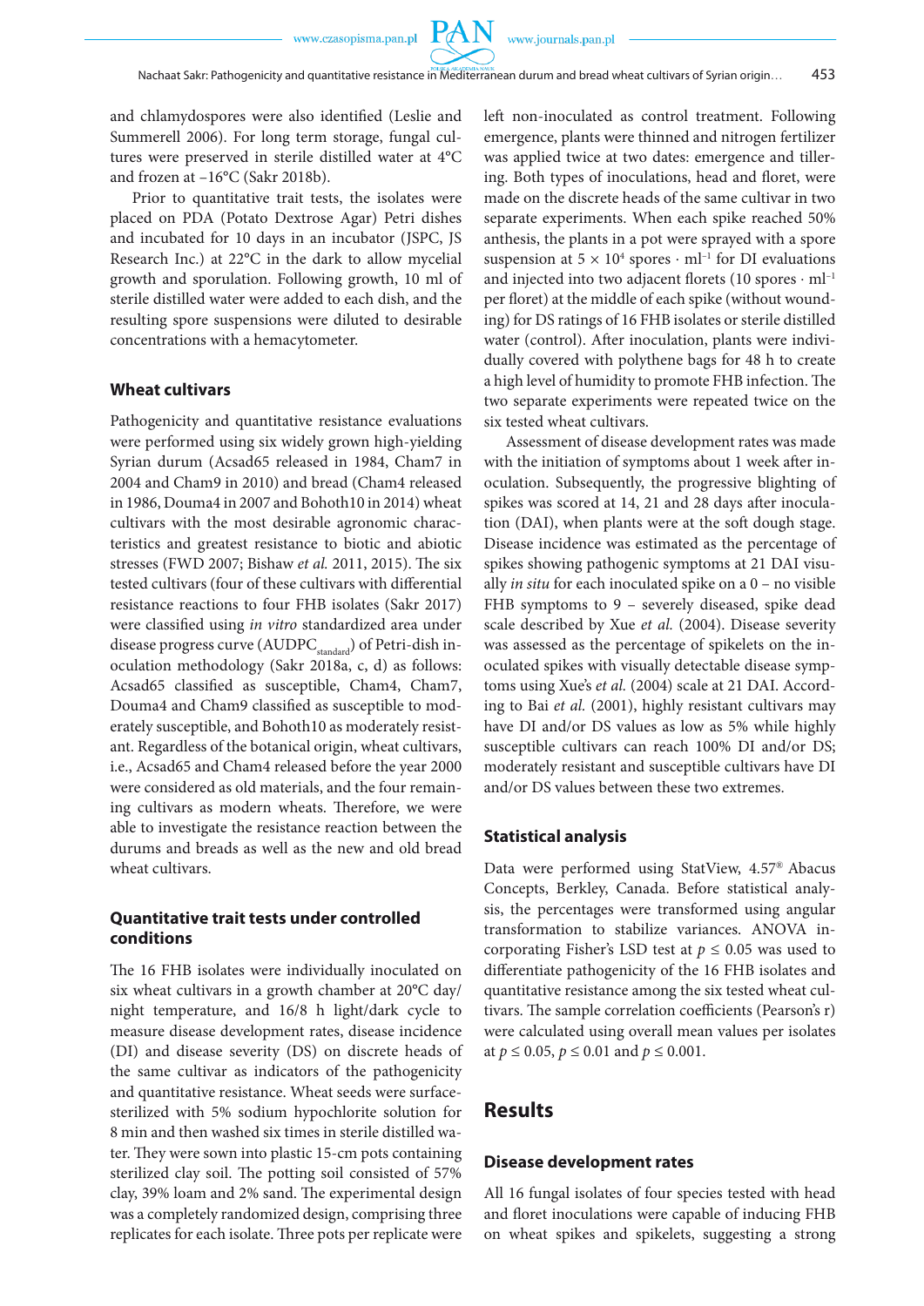and chlamydospores were also identified (Leslie and Summerell 2006). For long term storage, fungal cultures were preserved in sterile distilled water at 4°C and frozen at –16°C (Sakr 2018b).

Prior to quantitative trait tests, the isolates were placed on PDA (Potato Dextrose Agar) Petri dishes and incubated for 10 days in an incubator (JSPC, JS Research Inc.) at 22°C in the dark to allow mycelial growth and sporulation. Following growth, 10 ml of sterile distilled water were added to each dish, and the resulting spore suspensions were diluted to desirable concentrations with a hemacytometer.

### Wheat cultivars

Pathogenicity and quantitative resistance evaluations were performed using six widely grown high-yielding Syrian durum (Acsad65 released in 1984, Cham7 in 2004 and Cham9 in 2010) and bread (Cham4 released in 1986, Douma4 in 2007 and Bohoth10 in 2014) wheat cultivars with the most desirable agronomic characteristics and greatest resistance to biotic and abiotic stresses (FWD 2007; Bishaw *et al.* 2011, 2015). The six tested cultivars (four of these cultivars with differential resistance reactions to four FHB isolates (Sakr 2017) were classified using *in vitro* standardized area under disease progress curve ($AUDPC_{standard}$) of Petri-dish inoculation methodology (Sakr 2018a, c, d) as follows: Acsad65 classified as susceptible, Cham4, Cham7, Douma4 and Cham9 classified as susceptible to moderately susceptible, and Bohoth10 as moderately resistant. Regardless of the botanical origin, wheat cultivars, i.e., Acsad65 and Cham4 released before the year 2000 were considered as old materials, and the four remaining cultivars as modern wheats. Therefore, we were able to investigate the resistance reaction between the durums and breads as well as the new and old bread wheat cultivars.

### Quantitative trait tests under controlled conditions

The 16 FHB isolates were individually inoculated on six wheat cultivars in a growth chamber at 20°C day/night temperature, and 16/8 h light/dark cycle to measure disease development rates, disease incidence (DI) and disease severity (DS) on discrete heads of the same cultivar as indicators of the pathogenicity and quantitative resistance. Wheat seeds were surface-sterilized with 5% sodium hypochlorite solution for 8 min and then washed six times in sterile distilled water. They were sown into plastic 15-cm pots containing sterilized clay soil. The potting soil consisted of 57% clay, 39% loam and 2% sand. The experimental design was a completely randomized design, comprising three replicates for each isolate. Three pots per replicate were left non-inoculated as control treatment. Following emergence, plants were thinned and nitrogen fertilizer was applied twice at two dates: emergence and tillering. Both types of inoculations, head and floret, were made on the discrete heads of the same cultivar in two separate experiments. When each spike reached 50% anthesis, the plants in a pot were sprayed with a spore suspension at $5 \times 10^4$ spores · ml$^{-1}$ for DI evaluations and injected into two adjacent florets (10 spores · ml$^{-1}$ per floret) at the middle of each spike (without wounding) for DS ratings of 16 FHB isolates or sterile distilled water (control). After inoculation, plants were individually covered with polythene bags for 48 h to create a high level of humidity to promote FHB infection. The two separate experiments were repeated twice on the six tested wheat cultivars.

Assessment of disease development rates was made with the initiation of symptoms about 1 week after inoculation. Subsequently, the progressive blighting of spikes was scored at 14, 21 and 28 days after inoculation (DAI), when plants were at the soft dough stage. Disease incidence was estimated as the percentage of spikes showing pathogenic symptoms at 21 DAI visually *in situ* for each inoculated spike on a 0 – no visible FHB symptoms to 9 – severely diseased, spike dead scale described by Xue *et al.* (2004). Disease severity was assessed as the percentage of spikelets on the inoculated spikes with visually detectable disease symptoms using Xue's *et al.* (2004) scale at 21 DAI. According to Bai *et al.* (2001), highly resistant cultivars may have DI and/or DS values as low as 5% while highly susceptible cultivars can reach 100% DI and/or DS; moderately resistant and susceptible cultivars have DI and/or DS values between these two extremes.

### Statistical analysis

Data were performed using StatView, 4.57® Abacus Concepts, Berkley, Canada. Before statistical analysis, the percentages were transformed using angular transformation to stabilize variances. ANOVA incorporating Fisher's LSD test at $p \leq 0.05$ was used to differentiate pathogenicity of the 16 FHB isolates and quantitative resistance among the six tested wheat cultivars. The sample correlation coefficients (Pearson's r) were calculated using overall mean values per isolates at $p \leq 0.05$, $p \leq 0.01$ and $p \leq 0.001$.

## Results

### Disease development rates

All 16 fungal isolates of four species tested with head and floret inoculations were capable of inducing FHB on wheat spikes and spikelets, suggesting a strong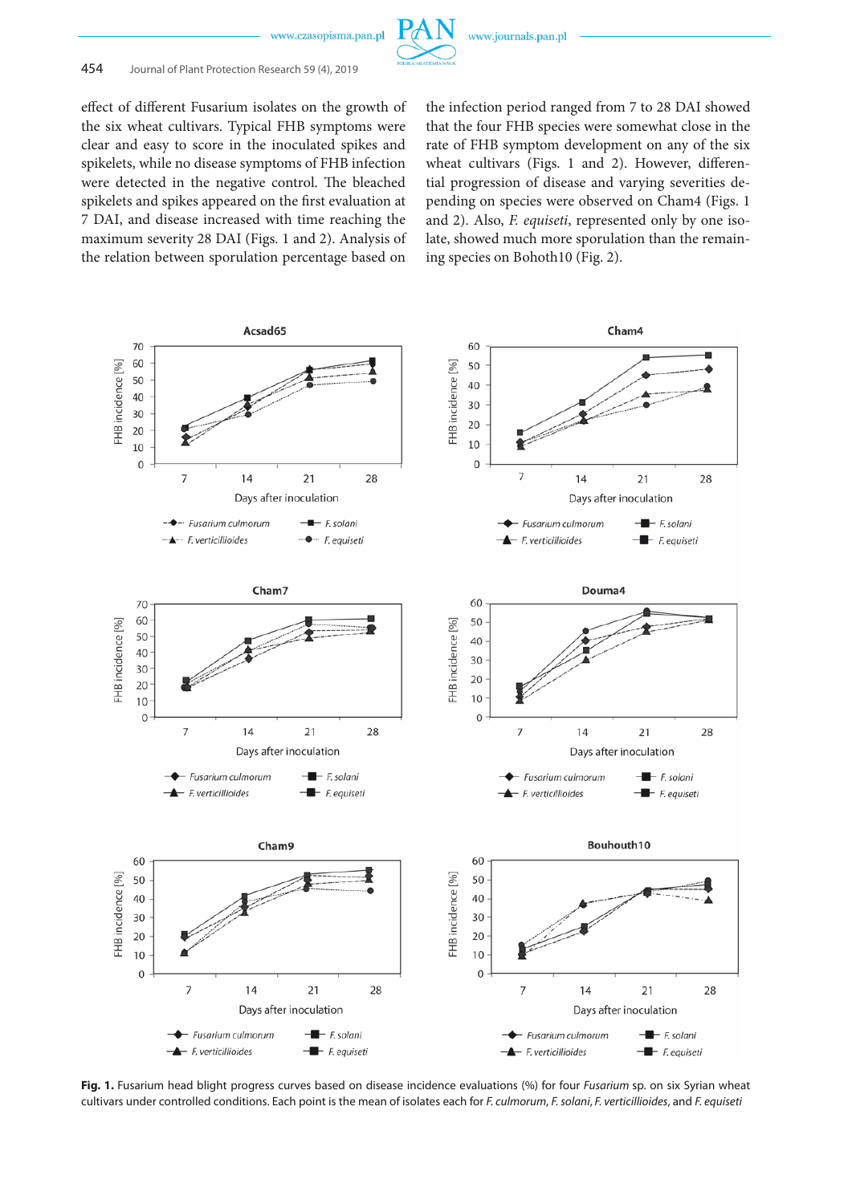effect of different Fusarium isolates on the growth of the six wheat cultivars. Typical FHB symptoms were clear and easy to score in the inoculated spikes and spikelets, while no disease symptoms of FHB infection were detected in the negative control. The bleached spikelets and spikes appeared on the first evaluation at 7 DAI, and disease increased with time reaching the maximum severity 28 DAI (Figs. 1 and 2). Analysis of the relation between sporulation percentage based on the infection period ranged from 7 to 28 DAI showed that the four FHB species were somewhat close in the rate of FHB symptom development on any of the six wheat cultivars (Figs. 1 and 2). However, differential progression of disease and varying severities depending on species were observed on Cham4 (Figs. 1 and 2). Also, *F. equiseti*, represented only by one isolate, showed much more sporulation than the remaining species on Bohoth10 (Fig. 2).

**Fig. 1.** Fusarium head blight progress curves based on disease incidence evaluations (%) for four *Fusarium* sp. on six Syrian wheat cultivars under controlled conditions. Each point is the mean of isolates each for *F. culmorum*, *F. solani*, *F. verticillioides*, and *F. equiseti*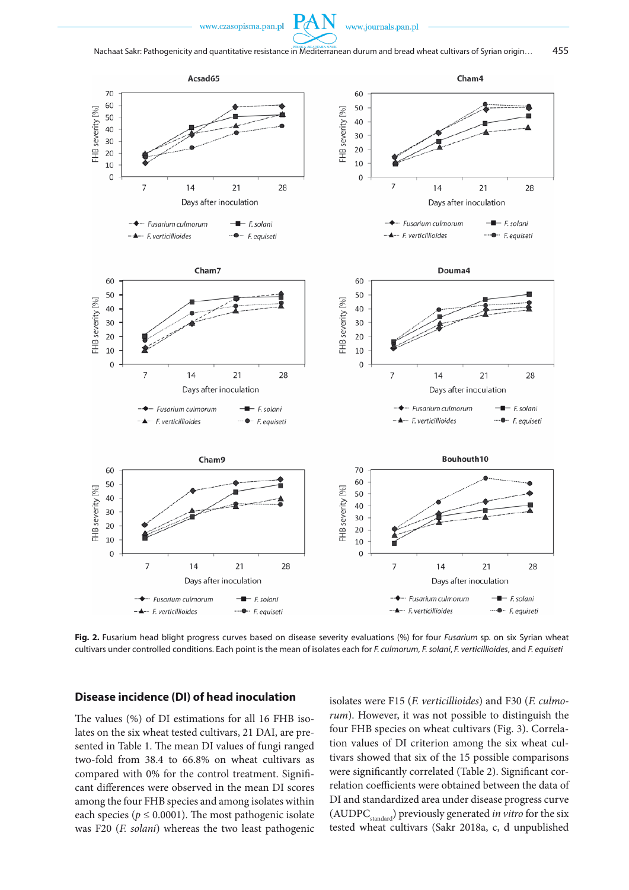**Fig. 2.** Fusarium head blight progress curves based on disease severity evaluations (%) for four *Fusarium* sp. on six Syrian wheat cultivars under controlled conditions. Each point is the mean of isolates each for *F. culmorum*, *F. solani*, *F. verticillioides*, and *F. equiseti*

## Disease incidence (DI) of head inoculation

The values (%) of DI estimations for all 16 FHB isolates on the six wheat tested cultivars, 21 DAI, are presented in Table 1. The mean DI values of fungi ranged two-fold from 38.4 to 66.8% on wheat cultivars as compared with 0% for the control treatment. Significant differences were observed in the mean DI scores among the four FHB species and among isolates within each species ($p \leq 0.0001$). The most pathogenic isolate was F20 (*F. solani*) whereas the two least pathogenic isolates were F15 (*F. verticilliodes*) and F30 (*F. culmorum*). However, it was not possible to distinguish the four FHB species on wheat cultivars (Fig. 3). Correlation values of DI criterion among the six wheat cultivars showed that six of the 15 possible comparisons were significantly correlated (Table 2). Significant correlation coefficients were obtained between the data of DI and standardized area under disease progress curve ($AUDPC_{standard}$) previously generated *in vitro* for the six tested wheat cultivars (Sakr 2018a, c, d unpublished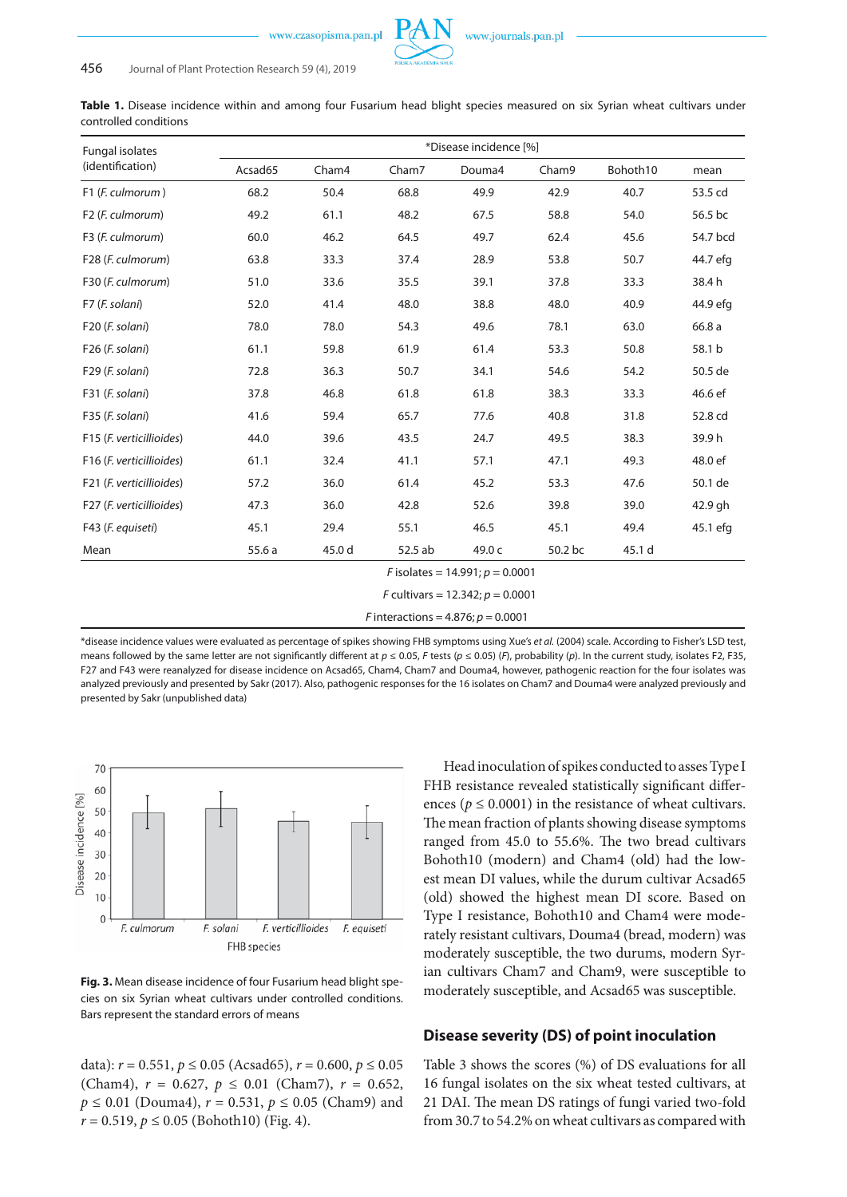**Table 1.** Disease incidence within and among four Fusarium head blight species measured on six Syrian wheat cultivars under controlled conditions

| Fungal isolates (identification) | *Disease incidence [%] | | | | | | |
|---|---|---|---|---|---|---|---|
| | Acsad65 | Cham4 | Cham7 | Douma4 | Cham9 | Bohoth10 | mean |
| F1 (*F. culmorum*) | 68.2 | 50.4 | 68.8 | 49.9 | 42.9 | 40.7 | 53.5 cd |
| F2 (*F. culmorum*) | 49.2 | 61.1 | 48.2 | 67.5 | 58.8 | 54.0 | 56.5 bc |
| F3 (*F. culmorum*) | 60.0 | 46.2 | 64.5 | 49.7 | 62.4 | 45.6 | 54.7 bcd |
| F28 (*F. culmorum*) | 63.8 | 33.3 | 37.4 | 28.9 | 53.8 | 50.7 | 44.7 efg |
| F30 (*F. culmorum*) | 51.0 | 33.6 | 35.5 | 39.1 | 37.8 | 33.3 | 38.4 h |
| F7 (*F. solani*) | 52.0 | 41.4 | 48.0 | 38.8 | 48.0 | 40.9 | 44.9 efg |
| F20 (*F. solani*) | 78.0 | 78.0 | 54.3 | 49.6 | 78.1 | 63.0 | 66.8 a |
| F26 (*F. solani*) | 61.1 | 59.8 | 61.9 | 61.4 | 53.3 | 50.8 | 58.1 b |
| F29 (*F. solani*) | 72.8 | 36.3 | 50.7 | 34.1 | 54.6 | 54.2 | 50.5 de |
| F31 (*F. solani*) | 37.8 | 46.8 | 61.8 | 61.8 | 38.3 | 33.3 | 46.6 ef |
| F35 (*F. solani*) | 41.6 | 59.4 | 65.7 | 77.6 | 40.8 | 31.8 | 52.8 cd |
| F15 (*F. verticillioides*) | 44.0 | 39.6 | 43.5 | 24.7 | 49.5 | 38.3 | 39.9 h |
| F16 (*F. verticillioides*) | 61.1 | 32.4 | 41.1 | 57.1 | 47.1 | 49.3 | 48.0 ef |
| F21 (*F. verticillioides*) | 57.2 | 36.0 | 61.4 | 45.2 | 53.3 | 47.6 | 50.1 de |
| F27 (*F. verticillioides*) | 47.3 | 36.0 | 42.8 | 52.6 | 39.8 | 39.0 | 42.9 gh |
| F43 (*F. equiseti*) | 45.1 | 29.4 | 55.1 | 46.5 | 45.1 | 49.4 | 45.1 efg |
| Mean | 55.6 a | 45.0 d | 52.5 ab | 49.0 c | 50.2 bc | 45.1 d | |

*F* isolates = 14.991; $p = 0.0001$

*F* cultivars = 12.342; $p = 0.0001$

*F* interactions = 4.876; $p = 0.0001$

*disease incidence values were evaluated as percentage of spikes showing FHB symptoms using Xue's *et al.* (2004) scale. According to Fisher's LSD test, means followed by the same letter are not significantly different at $p \leq 0.05$, *F* tests ($p \leq 0.05$) (*F*), probability (*p*). In the current study, isolates F2, F35, F27 and F43 were reanalyzed for disease incidence on Acsad65, Cham4, Cham7 and Douma4, however, pathogenic reaction for the four isolates was analyzed previously and presented by Sakr (2017). Also, pathogenic responses for the 16 isolates on Cham7 and Douma4 were analyzed previously and presented by Sakr (unpublished data)

**Fig. 3.** Mean disease incidence of four Fusarium head blight species on six Syrian wheat cultivars under controlled conditions. Bars represent the standard errors of means

data): $r = 0.551$, $p \leq 0.05$ (Acsad65), $r = 0.600$, $p \leq 0.05$ (Cham4), $r = 0.627$, $p \leq 0.01$ (Cham7), $r = 0.652$, $p \leq 0.01$ (Douma4), $r = 0.531$, $p \leq 0.05$ (Cham9) and $r = 0.519$, $p \leq 0.05$ (Bohoth10) (Fig. 4).

Head inoculation of spikes conducted to asses Type I FHB resistance revealed statistically significant differences ($p \leq 0.0001$) in the resistance of wheat cultivars. The mean fraction of plants showing disease symptoms ranged from 45.0 to 55.6%. The two bread cultivars Bohoth10 (modern) and Cham4 (old) had the lowest mean DI values, while the durum cultivar Acsad65 (old) showed the highest mean DI score. Based on Type I resistance, Bohoth10 and Cham4 were moderately resistant cultivars, Douma4 (bread, modern) was moderately susceptible, the two durums, modern Syrian cultivars Cham7 and Cham9, were susceptible to moderately susceptible, and Acsad65 was susceptible.

## Disease severity (DS) of point inoculation

Table 3 shows the scores (%) of DS evaluations for all 16 fungal isolates on the six wheat tested cultivars, at 21 DAI. The mean DS ratings of fungi varied two-fold from 30.7 to 54.2% on wheat cultivars as compared with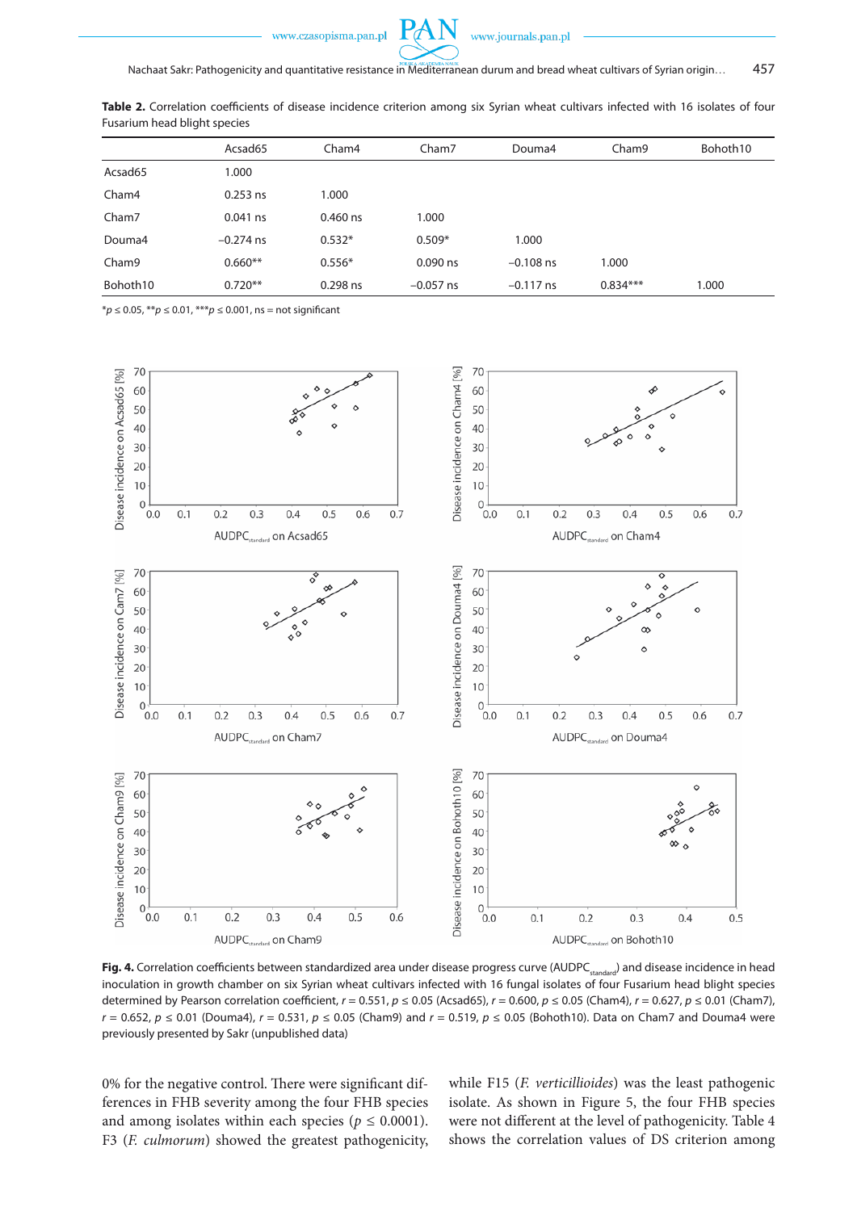**Table 2.** Correlation coefficients of disease incidence criterion among six Syrian wheat cultivars infected with 16 isolates of four Fusarium head blight species

| | Acsad65 | Cham4 | Cham7 | Douma4 | Cham9 | Bohoth10 |
|---|---|---|---|---|---|---|
| Acsad65 | 1.000 | | | | | |
| Cham4 | 0.253 ns | 1.000 | | | | |
| Cham7 | 0.041 ns | 0.460 ns | 1.000 | | | |
| Douma4 | −0.274 ns | 0.532* | 0.509* | 1.000 | | |
| Cham9 | 0.660** | 0.556* | 0.090 ns | −0.108 ns | 1.000 | |
| Bohoth10 | 0.720** | 0.298 ns | −0.057 ns | −0.117 ns | 0.834*** | 1.000 |

*$p \leq 0.05$, **$p \leq 0.01$, ***$p \leq 0.001$, ns = not significant

**Fig. 4.** Correlation coefficients between standardized area under disease progress curve ($AUDPC_{standard}$) and disease incidence in head inoculation in growth chamber on six Syrian wheat cultivars infected with 16 fungal isolates of four Fusarium head blight species determined by Pearson correlation coefficient, $r = 0.551$, $p \leq 0.05$ (Acsad65), $r = 0.600$, $p \leq 0.05$ (Cham4), $r = 0.627$, $p \leq 0.01$ (Cham7), $r = 0.652$, $p \leq 0.01$ (Douma4), $r = 0.531$, $p \leq 0.05$ (Cham9) and $r = 0.519$, $p \leq 0.05$ (Bohoth10). Data on Cham7 and Douma4 were previously presented by Sakr (unpublished data)

0% for the negative control. There were significant differences in FHB severity among the four FHB species and among isolates within each species ($p \leq 0.0001$). F3 (*F. culmorum*) showed the greatest pathogenicity, while F15 (*F. verticillioides*) was the least pathogenic isolate. As shown in Figure 5, the four FHB species were not different at the level of pathogenicity. Table 4 shows the correlation values of DS criterion among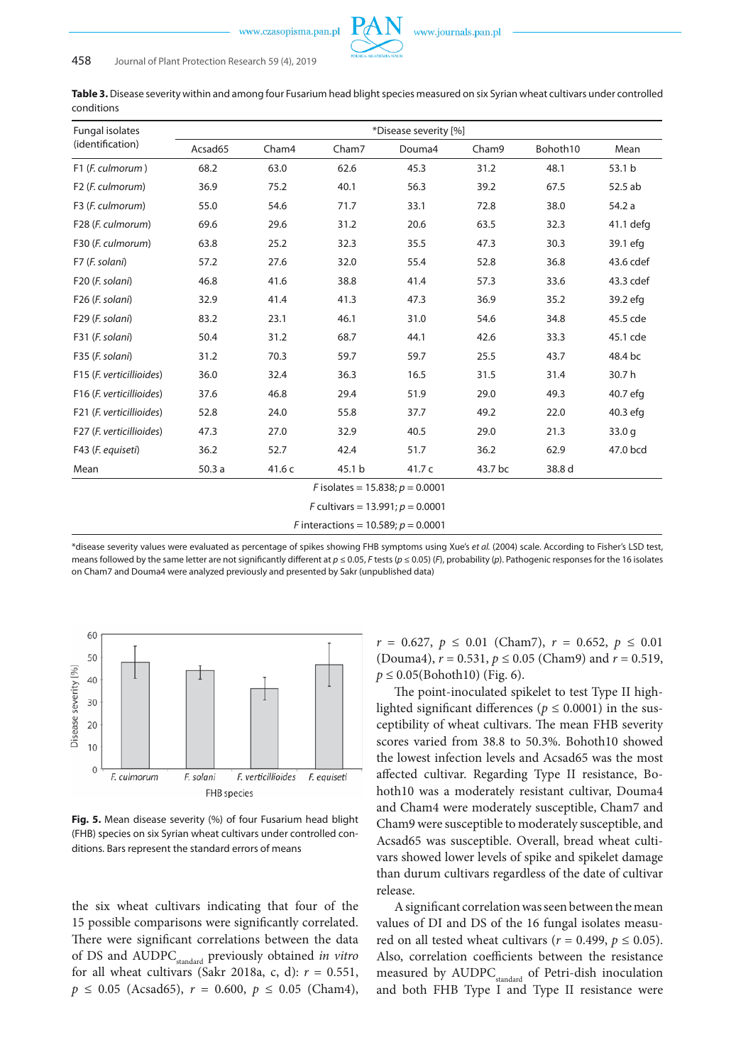**Table 3.** Disease severity within and among four Fusarium head blight species measured on six Syrian wheat cultivars under controlled conditions

| Fungal isolates (identification) | *Disease severity [%] | | | | | | |
|---|---|---|---|---|---|---|---|
| | Acsad65 | Cham4 | Cham7 | Douma4 | Cham9 | Bohoth10 | Mean |
| F1 (*F. culmorum* ) | 68.2 | 63.0 | 62.6 | 45.3 | 31.2 | 48.1 | 53.1 b |
| F2 (*F. culmorum*) | 36.9 | 75.2 | 40.1 | 56.3 | 39.2 | 67.5 | 52.5 ab |
| F3 (*F. culmorum*) | 55.0 | 54.6 | 71.7 | 33.1 | 72.8 | 38.0 | 54.2 a |
| F28 (*F. culmorum*) | 69.6 | 29.6 | 31.2 | 20.6 | 63.5 | 32.3 | 41.1 defg |
| F30 (*F. culmorum*) | 63.8 | 25.2 | 32.3 | 35.5 | 47.3 | 30.3 | 39.1 efg |
| F7 (*F. solani*) | 57.2 | 27.6 | 32.0 | 55.4 | 52.8 | 36.8 | 43.6 cdef |
| F20 (*F. solani*) | 46.8 | 41.6 | 38.8 | 41.4 | 57.3 | 33.6 | 43.3 cdef |
| F26 (*F. solani*) | 32.9 | 41.4 | 41.3 | 47.3 | 36.9 | 35.2 | 39.2 efg |
| F29 (*F. solani*) | 83.2 | 23.1 | 46.1 | 31.0 | 54.6 | 34.8 | 45.5 cde |
| F31 (*F. solani*) | 50.4 | 31.2 | 68.7 | 44.1 | 42.6 | 33.3 | 45.1 cde |
| F35 (*F. solani*) | 31.2 | 70.3 | 59.7 | 59.7 | 25.5 | 43.7 | 48.4 bc |
| F15 (*F. verticillioides*) | 36.0 | 32.4 | 36.3 | 16.5 | 31.5 | 31.4 | 30.7 h |
| F16 (*F. verticillioides*) | 37.6 | 46.8 | 29.4 | 51.9 | 29.0 | 49.3 | 40.7 efg |
| F21 (*F. verticillioides*) | 52.8 | 24.0 | 55.8 | 37.7 | 49.2 | 22.0 | 40.3 efg |
| F27 (*F. verticillioides*) | 47.3 | 27.0 | 32.9 | 40.5 | 29.0 | 21.3 | 33.0 g |
| F43 (*F. equiseti*) | 36.2 | 52.7 | 42.4 | 51.7 | 36.2 | 62.9 | 47.0 bcd |
| Mean | 50.3 a | 41.6 c | 45.1 b | 41.7 c | 43.7 bc | 38.8 d | |

*F* isolates = 15.838; *p* = 0.0001

*F* cultivars = 13.991; *p* = 0.0001

*F* interactions = 10.589; *p* = 0.0001

*disease severity values were evaluated as percentage of spikes showing FHB symptoms using Xue's *et al.* (2004) scale. According to Fisher's LSD test, means followed by the same letter are not significantly different at $p \leq 0.05$, *F* tests ($p \leq 0.05$) (*F*), probability (*p*). Pathogenic responses for the 16 isolates on Cham7 and Douma4 were analyzed previously and presented by Sakr (unpublished data)

**Fig. 5.** Mean disease severity (%) of four Fusarium head blight (FHB) species on six Syrian wheat cultivars under controlled conditions. Bars represent the standard errors of means

the six wheat cultivars indicating that four of the 15 possible comparisons were significantly correlated. There were significant correlations between the data of DS and $AUDPC_{standard}$ previously obtained *in vitro* for all wheat cultivars (Sakr 2018a, c, d): $r = 0.551$, $p \leq 0.05$ (Acsad65), $r = 0.600$, $p \leq 0.05$ (Cham4), $r = 0.627$, $p \leq 0.01$ (Cham7), $r = 0.652$, $p \leq 0.01$ (Douma4), $r = 0.531$, $p \leq 0.05$ (Cham9) and $r = 0.519$, $p \leq 0.05$(Bohoth10) (Fig. 6).

The point-inoculated spikelet to test Type II highlighted significant differences ($p \leq 0.0001$) in the susceptibility of wheat cultivars. The mean FHB severity scores varied from 38.8 to 50.3%. Bohoth10 showed the lowest infection levels and Acsad65 was the most affected cultivar. Regarding Type II resistance, Bohoth10 was a moderately resistant cultivar, Douma4 and Cham4 were moderately susceptible, Cham7 and Cham9 were susceptible to moderately susceptible, and Acsad65 was susceptible. Overall, bread wheat cultivars showed lower levels of spike and spikelet damage than durum cultivars regardless of the date of cultivar release.

A significant correlation was seen between the mean values of DI and DS of the 16 fungal isolates measured on all tested wheat cultivars ($r = 0.499$, $p \leq 0.05$). Also, correlation coefficients between the resistance measured by $AUDPC_{standard}$ of Petri-dish inoculation and both FHB Type I and Type II resistance were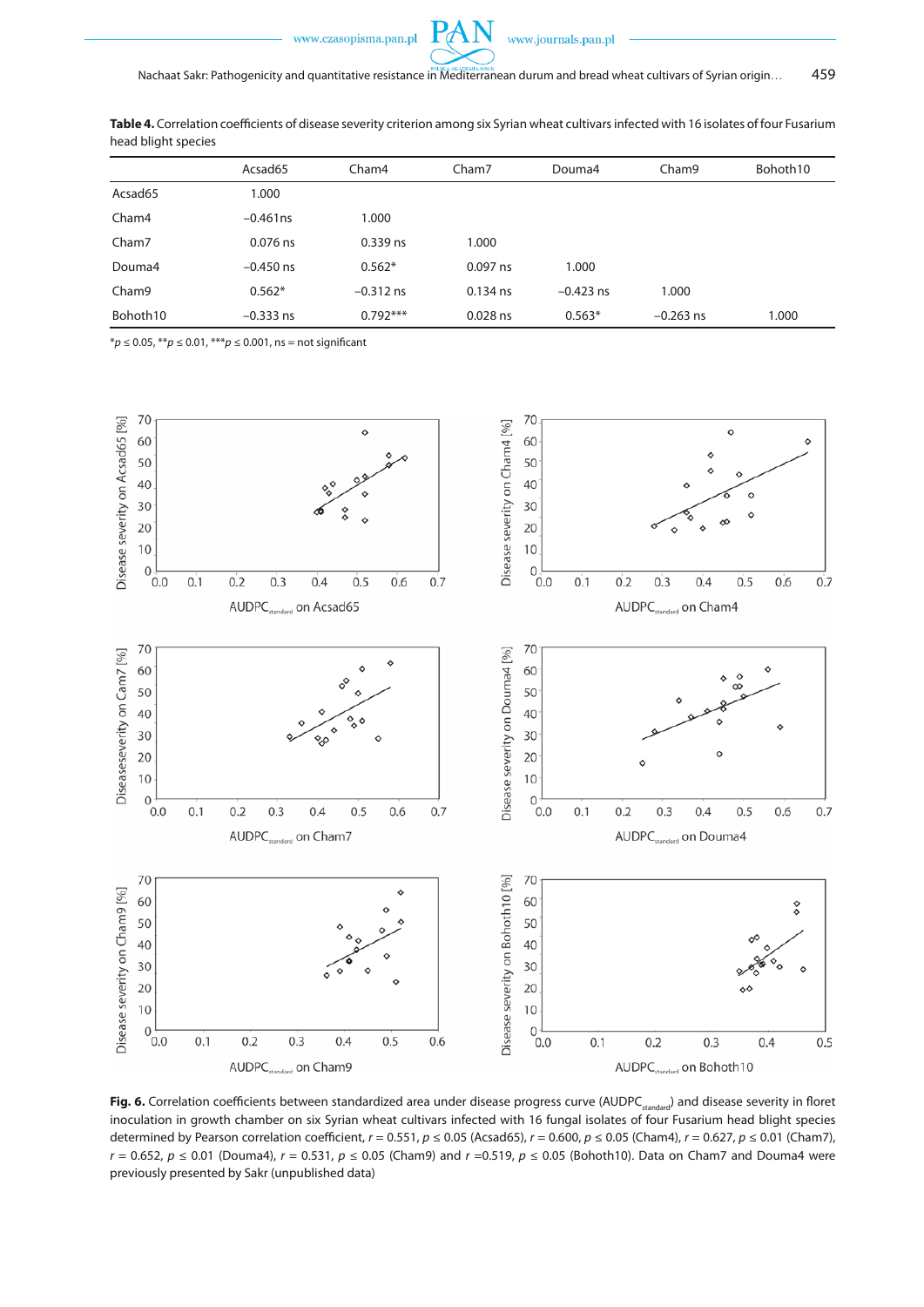**Table 4.** Correlation coefficients of disease severity criterion among six Syrian wheat cultivars infected with 16 isolates of four Fusarium head blight species

| | Acsad65 | Cham4 | Cham7 | Douma4 | Cham9 | Bohoth10 |
|---|---|---|---|---|---|---|
| Acsad65 | 1.000 | | | | | |
| Cham4 | −0.461ns | 1.000 | | | | |
| Cham7 | 0.076 ns | 0.339 ns | 1.000 | | | |
| Douma4 | −0.450 ns | 0.562* | 0.097 ns | 1.000 | | |
| Cham9 | 0.562* | −0.312 ns | 0.134 ns | −0.423 ns | 1.000 | |
| Bohoth10 | −0.333 ns | 0.792*** | 0.028 ns | 0.563* | −0.263 ns | 1.000 |

*$p \leq 0.05$, **$p \leq 0.01$, ***$p \leq 0.001$, ns = not significant

**Fig. 6.** Correlation coefficients between standardized area under disease progress curve ($AUDPC_{standard}$) and disease severity in floret inoculation in growth chamber on six Syrian wheat cultivars infected with 16 fungal isolates of four Fusarium head blight species determined by Pearson correlation coefficient, $r = 0.551$, $p \leq 0.05$ (Acsad65), $r = 0.600$, $p \leq 0.05$ (Cham4), $r = 0.627$, $p \leq 0.01$ (Cham7), $r = 0.652$, $p \leq 0.01$ (Douma4), $r = 0.531$, $p \leq 0.05$ (Cham9) and $r = 0.519$, $p \leq 0.05$ (Bohoth10). Data on Cham7 and Douma4 were previously presented by Sakr (unpublished data)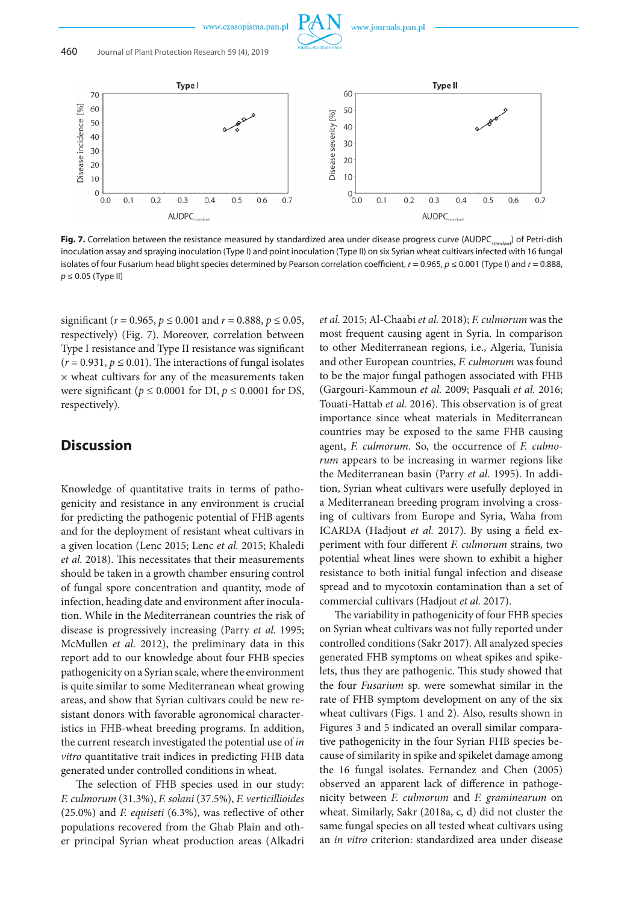**Fig. 7.** Correlation between the resistance measured by standardized area under disease progress curve ($AUDPC_{standard}$) of Petri-dish inoculation assay and spraying inoculation (Type I) and point inoculation (Type II) on six Syrian wheat cultivars infected with 16 fungal isolates of four Fusarium head blight species determined by Pearson correlation coefficient, $r = 0.965$, $p \leq 0.001$ (Type I) and $r = 0.888$, $p \leq 0.05$ (Type II)

significant ($r = 0.965$, $p \leq 0.001$ and $r = 0.888$, $p \leq 0.05$, respectively) (Fig. 7). Moreover, correlation between Type I resistance and Type II resistance was significant ($r = 0.931$, $p \leq 0.01$). The interactions of fungal isolates × wheat cultivars for any of the measurements taken were significant ($p \leq 0.0001$ for DI, $p \leq 0.0001$ for DS, respectively).

## Discussion

Knowledge of quantitative traits in terms of pathogenicity and resistance in any environment is crucial for predicting the pathogenic potential of FHB agents and for the deployment of resistant wheat cultivars in a given location (Lenc 2015; Lenc *et al.* 2015; Khaledi *et al.* 2018). This necessitates that their measurements should be taken in a growth chamber ensuring control of fungal spore concentration and quantity, mode of infection, heading date and environment after inoculation. While in the Mediterranean countries the risk of disease is progressively increasing (Parry *et al.* 1995; McMullen *et al.* 2012), the preliminary data in this report add to our knowledge about four FHB species pathogenicity on a Syrian scale, where the environment is quite similar to some Mediterranean wheat growing areas, and show that Syrian cultivars could be new resistant donors with favorable agronomical characteristics in FHB-wheat breeding programs. In addition, the current research investigated the potential use of *in vitro* quantitative trait indices in predicting FHB data generated under controlled conditions in wheat.

The selection of FHB species used in our study: *F. culmorum* (31.3%), *F. solani* (37.5%), *F. verticillioides* (25.0%) and *F. equiseti* (6.3%), was reflective of other populations recovered from the Ghab Plain and other principal Syrian wheat production areas (Alkadri *et al.* 2015; Al-Chaabi *et al.* 2018); *F. culmorum* was the most frequent causing agent in Syria. In comparison to other Mediterranean regions, i.e., Algeria, Tunisia and other European countries, *F. culmorum* was found to be the major fungal pathogen associated with FHB (Gargouri-Kammoun *et al.* 2009; Pasquali *et al.* 2016; Touati-Hattab *et al.* 2016). This observation is of great importance since wheat materials in Mediterranean countries may be exposed to the same FHB causing agent, *F. culmorum*. So, the occurrence of *F. culmorum* appears to be increasing in warmer regions like the Mediterranean basin (Parry *et al.* 1995). In addition, Syrian wheat cultivars were usefully deployed in a Mediterranean breeding program involving a crossing of cultivars from Europe and Syria, Waha from ICARDA (Hadjout *et al.* 2017). By using a field experiment with four different *F. culmorum* strains, two potential wheat lines were shown to exhibit a higher resistance to both initial fungal infection and disease spread and to mycotoxin contamination than a set of commercial cultivars (Hadjout *et al.* 2017).

The variability in pathogenicity of four FHB species on Syrian wheat cultivars was not fully reported under controlled conditions (Sakr 2017). All analyzed species generated FHB symptoms on wheat spikes and spikelets, thus they are pathogenic. This study showed that the four *Fusarium* sp. were somewhat similar in the rate of FHB symptom development on any of the six wheat cultivars (Figs. 1 and 2). Also, results shown in Figures 3 and 5 indicated an overall similar comparative pathogenicity in the four Syrian FHB species because of similarity in spike and spikelet damage among the 16 fungal isolates. Fernandez and Chen (2005) observed an apparent lack of difference in pathogenicity between *F. culmorum* and *F. graminearum* on wheat. Similarly, Sakr (2018a, c, d) did not cluster the same fungal species on all tested wheat cultivars using an *in vitro* criterion: standardized area under disease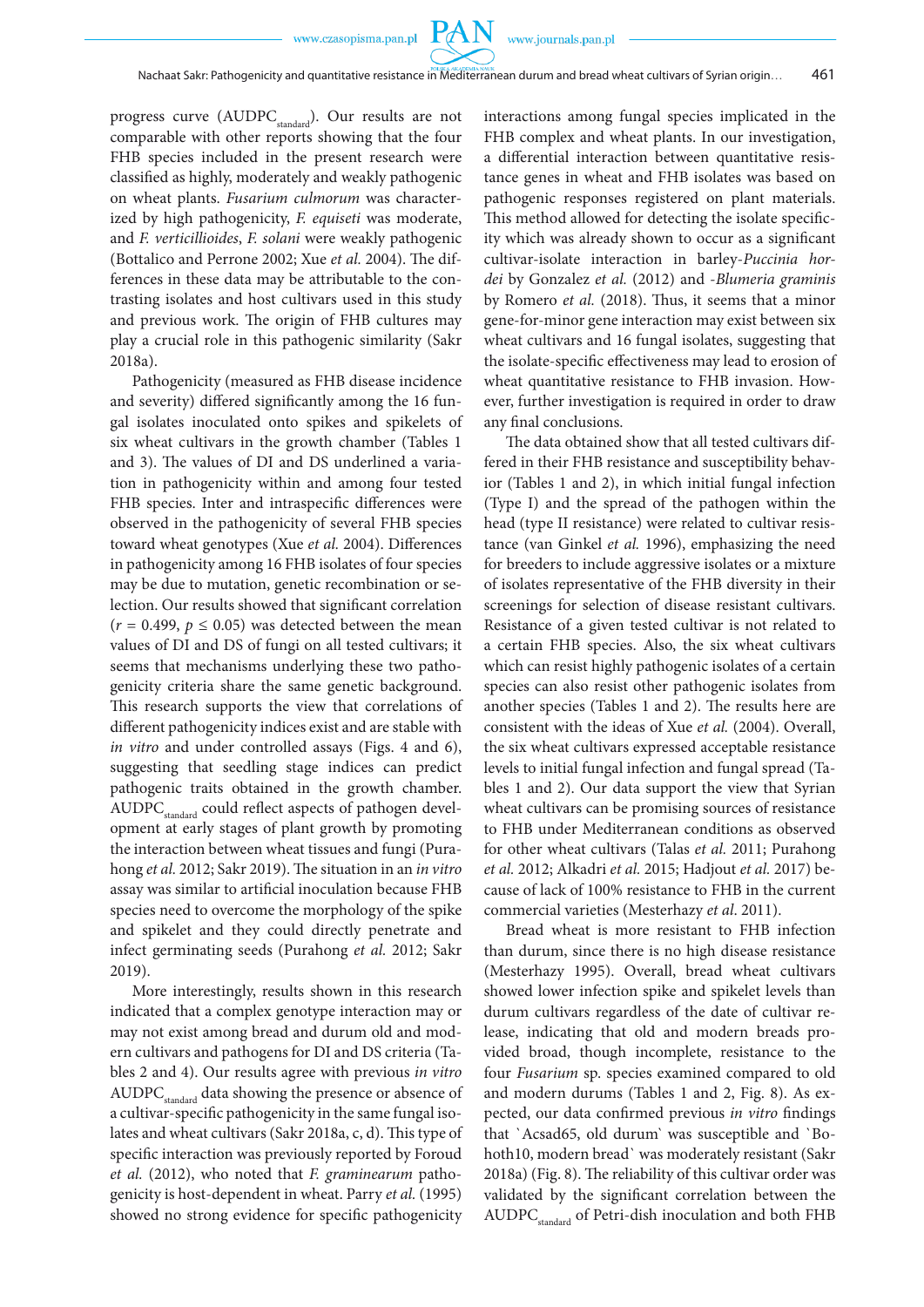progress curve ($AUDPC_{standard}$). Our results are not comparable with other reports showing that the four FHB species included in the present research were classified as highly, moderately and weakly pathogenic on wheat plants. *Fusarium culmorum* was characterized by high pathogenicity, *F. equiseti* was moderate, and *F. verticillioides*, *F. solani* were weakly pathogenic (Bottalico and Perrone 2002; Xue *et al.* 2004). The differences in these data may be attributable to the contrasting isolates and host cultivars used in this study and previous work. The origin of FHB cultures may play a crucial role in this pathogenic similarity (Sakr 2018a).

Pathogenicity (measured as FHB disease incidence and severity) differed significantly among the 16 fungal isolates inoculated onto spikes and spikelets of six wheat cultivars in the growth chamber (Tables 1 and 3). The values of DI and DS underlined a variation in pathogenicity within and among four tested FHB species. Inter and intraspecific differences were observed in the pathogenicity of several FHB species toward wheat genotypes (Xue *et al.* 2004). Differences in pathogenicity among 16 FHB isolates of four species may be due to mutation, genetic recombination or selection. Our results showed that significant correlation ($r = 0.499$, $p \leq 0.05$) was detected between the mean values of DI and DS of fungi on all tested cultivars; it seems that mechanisms underlying these two pathogenicity criteria share the same genetic background. This research supports the view that correlations of different pathogenicity indices exist and are stable with *in vitro* and under controlled assays (Figs. 4 and 6), suggesting that seedling stage indices can predict pathogenic traits obtained in the growth chamber. $AUDPC_{standard}$ could reflect aspects of pathogen development at early stages of plant growth by promoting the interaction between wheat tissues and fungi (Purahong *et al.* 2012; Sakr 2019). The situation in an *in vitro* assay was similar to artificial inoculation because FHB species need to overcome the morphology of the spike and spikelet and they could directly penetrate and infect germinating seeds (Purahong *et al.* 2012; Sakr 2019).

More interestingly, results shown in this research indicated that a complex genotype interaction may or may not exist among bread and durum old and modern cultivars and pathogens for DI and DS criteria (Tables 2 and 4). Our results agree with previous *in vitro* $AUDPC_{standard}$ data showing the presence or absence of a cultivar-specific pathogenicity in the same fungal isolates and wheat cultivars (Sakr 2018a, c, d). This type of specific interaction was previously reported by Foroud *et al.* (2012), who noted that *F. graminearum* pathogenicity is host-dependent in wheat. Parry *et al.* (1995) showed no strong evidence for specific pathogenicity interactions among fungal species implicated in the FHB complex and wheat plants. In our investigation, a differential interaction between quantitative resistance genes in wheat and FHB isolates was based on pathogenic responses registered on plant materials. This method allowed for detecting the isolate specificity which was already shown to occur as a significant cultivar-isolate interaction in barley-*Puccinia hordei* by Gonzalez *et al.* (2012) and -*Blumeria graminis* by Romero *et al.* (2018). Thus, it seems that a minor gene-for-minor gene interaction may exist between six wheat cultivars and 16 fungal isolates, suggesting that the isolate-specific effectiveness may lead to erosion of wheat quantitative resistance to FHB invasion. However, further investigation is required in order to draw any final conclusions.

The data obtained show that all tested cultivars differed in their FHB resistance and susceptibility behavior (Tables 1 and 2), in which initial fungal infection (Type I) and the spread of the pathogen within the head (type II resistance) were related to cultivar resistance (van Ginkel *et al.* 1996), emphasizing the need for breeders to include aggressive isolates or a mixture of isolates representative of the FHB diversity in their screenings for selection of disease resistant cultivars. Resistance of a given tested cultivar is not related to a certain FHB species. Also, the six wheat cultivars which can resist highly pathogenic isolates of a certain species can also resist other pathogenic isolates from another species (Tables 1 and 2). The results here are consistent with the ideas of Xue *et al.* (2004). Overall, the six wheat cultivars expressed acceptable resistance levels to initial fungal infection and fungal spread (Tables 1 and 2). Our data support the view that Syrian wheat cultivars can be promising sources of resistance to FHB under Mediterranean conditions as observed for other wheat cultivars (Talas *et al.* 2011; Purahong *et al.* 2012; Alkadri *et al.* 2015; Hadjout *et al.* 2017) because of lack of 100% resistance to FHB in the current commercial varieties (Mesterhazy *et al.* 2011).

Bread wheat is more resistant to FHB infection than durum, since there is no high disease resistance (Mesterhazy 1995). Overall, bread wheat cultivars showed lower infection spike and spikelet levels than durum cultivars regardless of the date of cultivar release, indicating that old and modern breads provided broad, though incomplete, resistance to the four *Fusarium* sp. species examined compared to old and modern durums (Tables 1 and 2, Fig. 8). As expected, our data confirmed previous *in vitro* findings that `Acsad65, old durum` was susceptible and `Bohoth10, modern bread` was moderately resistant (Sakr 2018a) (Fig. 8). The reliability of this cultivar order was validated by the significant correlation between the $AUDPC_{standard}$ of Petri-dish inoculation and both FHB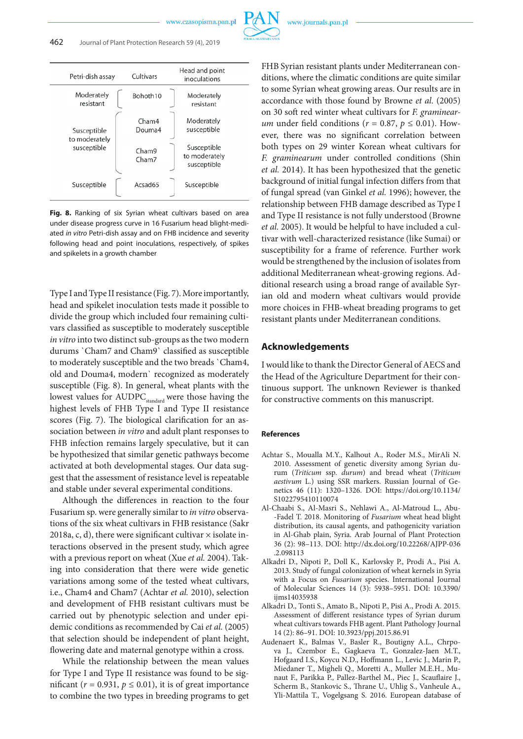| Petri-dish assay | Cultivars | Head and point inoculations |
|---|---|---|
| Moderately resistant | Bohoth10 | Moderately resistant |
| Susceptible to moderately susceptible | Cham4 Douma4 | Moderately susceptible |
| | Cham9 Cham7 | Susceptible to moderately susceptible |
| Susceptible | Acsad65 | Susceptible |

**Fig. 8.** Ranking of six Syrian wheat cultivars based on area under disease progress curve in 16 Fusarium head blight-mediated *in vitro* Petri-dish assay and on FHB incidence and severity following head and point inoculations, respectively, of spikes and spikelets in a growth chamber

Type I and Type II resistance (Fig. 7). More importantly, head and spikelet inoculation tests made it possible to divide the group which included four remaining cultivars classified as susceptible to moderately susceptible *in vitro* into two distinct sub-groups as the two modern durums `Cham7 and Cham9` classified as susceptible to moderately susceptible to the two breads `Cham4, old and Douma4, modern` recognized as moderately susceptible (Fig. 8). In general, wheat plants with the lowest values for $AUDPC_{standard}$ were those having the highest levels of FHB Type I and Type II resistance scores (Fig. 7). The biological clarification for an association between *in vitro* and adult plant responses to FHB infection remains largely speculative, but it can be hypothesized that similar genetic pathways become activated at both developmental stages. Our data suggest that the assessment of resistance level is repeatable and stable under several experimental conditions.

Although the differences in reaction to the four Fusarium sp. were generally similar to *in vitro* observations of the six wheat cultivars in FHB resistance (Sakr 2018a, c, d), there were significant cultivar × isolate interactions observed in the present study, which agree with a previous report on wheat (Xue *et al.* 2004). Taking into consideration that there were wide genetic variations among some of the tested wheat cultivars, i.e., Cham4 and Cham7 (Achtar *et al.* 2010), selection and development of FHB resistant cultivars must be carried out by phenotypic selection and under epidemic conditions as recommended by Cai *et al.* (2005) that selection should be independent of plant height, flowering date and maternal genotype within a cross.

While the relationship between the mean values for Type I and Type II resistance was found to be significant ($r = 0.931$, $p \leq 0.01$), it is of great importance to combine the two types in breeding programs to get FHB Syrian resistant plants under Mediterranean conditions, where the climatic conditions are quite similar to some Syrian wheat growing areas. Our results are in accordance with those found by Browne *et al.* (2005) on 30 soft red winter wheat cultivars for *F. graminearum* under field conditions ($r = 0.87$, $p \leq 0.01$). However, there was no significant correlation between both types on 29 winter Korean wheat cultivars for *F. graminearum* under controlled conditions (Shin *et al.* 2014). It has been hypothesized that the genetic background of initial fungal infection differs from that of fungal spread (van Ginkel *et al.* 1996); however, the relationship between FHB damage described as Type I and Type II resistance is not fully understood (Browne *et al.* 2005). It would be helpful to have included a cultivar with well-characterized resistance (like Sumai) or susceptibility for a frame of reference. Further work would be strengthened by the inclusion of isolates from additional Mediterranean wheat-growing regions. Additional research using a broad range of available Syrian old and modern wheat cultivars would provide more choices in FHB-wheat breading programs to get resistant plants under Mediterranean conditions.

## Acknowledgements

I would like to thank the Director General of AECS and the Head of the Agriculture Department for their continuous support. The unknown Reviewer is thanked for constructive comments on this manuscript.

## References

Achtar S., Moualla M.Y., Kalhout A., Roder M.S., MirAli N. 2010. Assessment of genetic diversity among Syrian durum (*Triticum* ssp. *durum*) and bread wheat (*Triticum aestivum* L.) using SSR markers. Russian Journal of Genetics 46 (11): 1320–1326. DOI: https://doi.org/10.1134/S1022795410110074

Al-Chaabi S., Al-Masri S., Nehlawi A., Al-Matroud L., Abu-Fadel T. 2018. Monitoring of *Fusarium* wheat head blight distribution, its causal agents, and pathogenicity variation in Al-Ghab plain, Syria. Arab Journal of Plant Protection 36 (2): 98–113. DOI: http://dx.doi.org/10.22268/AJPP-036.2.098113

Alkadri D., Nipoti P., Doll K., Karlovsky P., Prodi A., Pisi A. 2013. Study of fungal colonization of wheat kernels in Syria with a Focus on *Fusarium* species. International Journal of Molecular Sciences 14 (3): 5938–5951. DOI: 10.3390/ijms14035938

Alkadri D., Tonti S., Amato B., Nipoti P., Pisi A., Prodi A. 2015. Assessment of different resistance types of Syrian durum wheat cultivars towards FHB agent. Plant Pathology Journal 14 (2): 86–91. DOI: 10.3923/ppj.2015.86.91

Audenaert K., Balmas V., Basler R., Boutigny A.L., Chrpova J., Czembor E., Gagkaeva T., Gonzalez-Jaen M.T., Hofgaard I.S., Koycu N.D., Hoffmann L., Levic J., Marin P., Miedaner T., Migheli Q., Moretti A., Muller M.E.H., Munaut F., Parikka P., Pallez-Barthel M., Piec J., Scauflaire J., Scherm B., Stankovic S., Thrane U., Uhlig S., Vanheule A., Yli-Mattila T., Vogelgsang S. 2016. European database of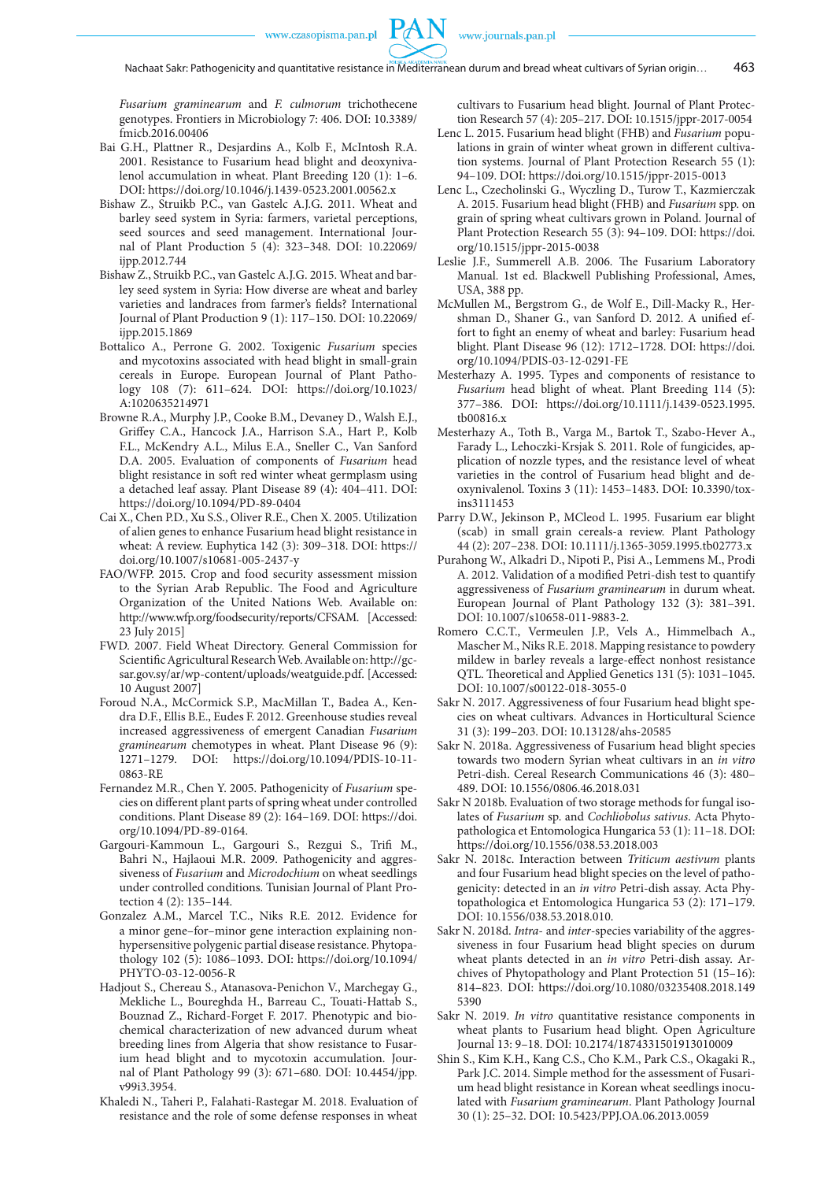*Fusarium graminearum* and *F. culmorum* trichothecene genotypes. Frontiers in Microbiology 7: 406. DOI: 10.3389/fmicb.2016.00406

Bai G.H., Plattner R., Desjardins A., Kolb F., McIntosh R.A. 2001. Resistance to Fusarium head blight and deoxynivalenol accumulation in wheat. Plant Breeding 120 (1): 1–6. DOI: https://doi.org/10.1046/j.1439-0523.2001.00562.x

Bishaw Z., Struikb P.C., van Gastelc A.J.G. 2011. Wheat and barley seed system in Syria: farmers, varietal perceptions, seed sources and seed management. International Journal of Plant Production 5 (4): 323–348. DOI: 10.22069/ijpp.2012.744

Bishaw Z., Struikb P.C., van Gastelc A.J.G. 2015. Wheat and barley seed system in Syria: How diverse are wheat and barley varieties and landraces from farmer's fields? International Journal of Plant Production 9 (1): 117–150. DOI: 10.22069/ijpp.2015.1869

Bottalico A., Perrone G. 2002. Toxigenic *Fusarium* species and mycotoxins associated with head blight in small-grain cereals in Europe. European Journal of Plant Pathology 108 (7): 611–624. DOI: https://doi.org/10.1023/A:1020635214971

Browne R.A., Murphy J.P., Cooke B.M., Devaney D., Walsh E.J., Griffey C.A., Hancock J.A., Harrison S.A., Hart P., Kolb F.L., McKendry A.L., Milus E.A., Sneller C., Van Sanford D.A. 2005. Evaluation of components of *Fusarium* head blight resistance in soft red winter wheat germplasm using a detached leaf assay. Plant Disease 89 (4): 404–411. DOI: https://doi.org/10.1094/PD-89-0404

Cai X., Chen P.D., Xu S.S., Oliver R.E., Chen X. 2005. Utilization of alien genes to enhance Fusarium head blight resistance in wheat: A review. Euphytica 142 (3): 309–318. DOI: https://doi.org/10.1007/s10681-005-2437-y

FAO/WFP. 2015. Crop and food security assessment mission to the Syrian Arab Republic. The Food and Agriculture Organization of the United Nations Web. Available on: http://www.wfp.org/foodsecurity/reports/CFSAM. [Accessed: 23 July 2015]

FWD. 2007. Field Wheat Directory. General Commission for Scientific Agricultural Research Web. Available on: http://gcsar.gov.sy/ar/wp-content/uploads/weatguide.pdf. [Accessed: 10 August 2007]

Foroud N.A., McCormick S.P., MacMillan T., Badea A., Kendra D.F., Ellis B.E., Eudes F. 2012. Greenhouse studies reveal increased aggressiveness of emergent Canadian *Fusarium graminearum* chemotypes in wheat. Plant Disease 96 (9): 1271–1279. DOI: https://doi.org/10.1094/PDIS-10-11-0863-RE

Fernandez M.R., Chen Y. 2005. Pathogenicity of *Fusarium* species on different plant parts of spring wheat under controlled conditions. Plant Disease 89 (2): 164–169. DOI: https://doi.org/10.1094/PD-89-0164.

Gargouri-Kammoun L., Gargouri S., Rezgui S., Trifi M., Bahri N., Hajlaoui M.R. 2009. Pathogenicity and aggressiveness of *Fusarium* and *Microdochium* on wheat seedlings under controlled conditions. Tunisian Journal of Plant Protection 4 (2): 135–144.

Gonzalez A.M., Marcel T.C., Niks R.E. 2012. Evidence for a minor gene–for–minor gene interaction explaining nonhypersensitive polygenic partial disease resistance. Phytopathology 102 (5): 1086–1093. DOI: https://doi.org/10.1094/PHYTO-03-12-0056-R

Hadjout S., Chereau S., Atanasova-Penichon V., Marchegay G., Mekliche L., Boureghda H., Barreau C., Touati-Hattab S., Bouznad Z., Richard-Forget F. 2017. Phenotypic and biochemical characterization of new advanced durum wheat breeding lines from Algeria that show resistance to Fusarium head blight and to mycotoxin accumulation. Journal of Plant Pathology 99 (3): 671–680. DOI: 10.4454/jpp.v99i3.3954.

Khaledi N., Taheri P., Falahati-Rastegar M. 2018. Evaluation of resistance and the role of some defense responses in wheat cultivars to Fusarium head blight. Journal of Plant Protection Research 57 (4): 205–217. DOI: 10.1515/jppr-2017-0054

Lenc L. 2015. Fusarium head blight (FHB) and *Fusarium* populations in grain of winter wheat grown in different cultivation systems. Journal of Plant Protection Research 55 (1): 94–109. DOI: https://doi.org/10.1515/jppr-2015-0013

Lenc L., Czecholinski G., Wyczling D., Turow T., Kazmierczak A. 2015. Fusarium head blight (FHB) and *Fusarium* spp. on grain of spring wheat cultivars grown in Poland. Journal of Plant Protection Research 55 (3): 94–109. DOI: https://doi.org/10.1515/jppr-2015-0038

Leslie J.F., Summerell A.B. 2006. The Fusarium Laboratory Manual. 1st ed. Blackwell Publishing Professional, Ames, USA, 388 pp.

McMullen M., Bergstrom G., de Wolf E., Dill-Macky R., Hershman D., Shaner G., van Sanford D. 2012. A unified effort to fight an enemy of wheat and barley: Fusarium head blight. Plant Disease 96 (12): 1712–1728. DOI: https://doi.org/10.1094/PDIS-03-12-0291-FE

Mesterhazy A. 1995. Types and components of resistance to *Fusarium* head blight of wheat. Plant Breeding 114 (5): 377–386. DOI: https://doi.org/10.1111/j.1439-0523.1995.tb00816.x

Mesterhazy A., Toth B., Varga M., Bartok T., Szabo-Hever A., Farady L., Lehoczki-Krsjak S. 2011. Role of fungicides, application of nozzle types, and the resistance level of wheat varieties in the control of Fusarium head blight and deoxynivalenol. Toxins 3 (11): 1453–1483. DOI: 10.3390/toxins3111453

Parry D.W., Jekinson P., MCleod L. 1995. Fusarium ear blight (scab) in small grain cereals-a review. Plant Pathology 44 (2): 207–238. DOI: 10.1111/j.1365-3059.1995.tb02773.x

Purahong W., Alkadri D., Nipoti P., Pisi A., Lemmens M., Prodi A. 2012. Validation of a modified Petri-dish test to quantify aggressiveness of *Fusarium graminearum* in durum wheat. European Journal of Plant Pathology 132 (3): 381–391. DOI: 10.1007/s10658-011-9883-2.

Romero C.C.T., Vermeulen J.P., Vels A., Himmelbach A., Mascher M., Niks R.E. 2018. Mapping resistance to powdery mildew in barley reveals a large-effect nonhost resistance QTL. Theoretical and Applied Genetics 131 (5): 1031–1045. DOI: 10.1007/s00122-018-3055-0

Sakr N. 2017. Aggressiveness of four Fusarium head blight species on wheat cultivars. Advances in Horticultural Science 31 (3): 199–203. DOI: 10.13128/ahs-20585

Sakr N. 2018a. Aggressiveness of Fusarium head blight species towards two modern Syrian wheat cultivars in an *in vitro* Petri-dish. Cereal Research Communications 46 (3): 480–489. DOI: 10.1556/0806.46.2018.031

Sakr N 2018b. Evaluation of two storage methods for fungal isolates of *Fusarium* sp. and *Cochliobolus sativus*. Acta Phytopathologica et Entomologica Hungarica 53 (1): 11–18. DOI: https://doi.org/10.1556/038.53.2018.003

Sakr N. 2018c. Interaction between *Triticum aestivum* plants and four Fusarium head blight species on the level of pathogenicity: detected in an *in vitro* Petri-dish assay. Acta Phytopathologica et Entomologica Hungarica 53 (2): 171–179. DOI: 10.1556/038.53.2018.010.

Sakr N. 2018d. *Intra*- and *inter*-species variability of the aggressiveness in four Fusarium head blight species on durum wheat plants detected in an *in vitro* Petri-dish assay. Archives of Phytopathology and Plant Protection 51 (15–16): 814–823. DOI: https://doi.org/10.1080/03235408.2018.1495390

Sakr N. 2019. *In vitro* quantitative resistance components in wheat plants to Fusarium head blight. Open Agriculture Journal 13: 9–18. DOI: 10.2174/1874331501913010009

Shin S., Kim K.H., Kang C.S., Cho K.M., Park C.S., Okagaki R., Park J.C. 2014. Simple method for the assessment of Fusarium head blight resistance in Korean wheat seedlings inoculated with *Fusarium graminearum*. Plant Pathology Journal 30 (1): 25–32. DOI: 10.5423/PPJ.OA.06.2013.0059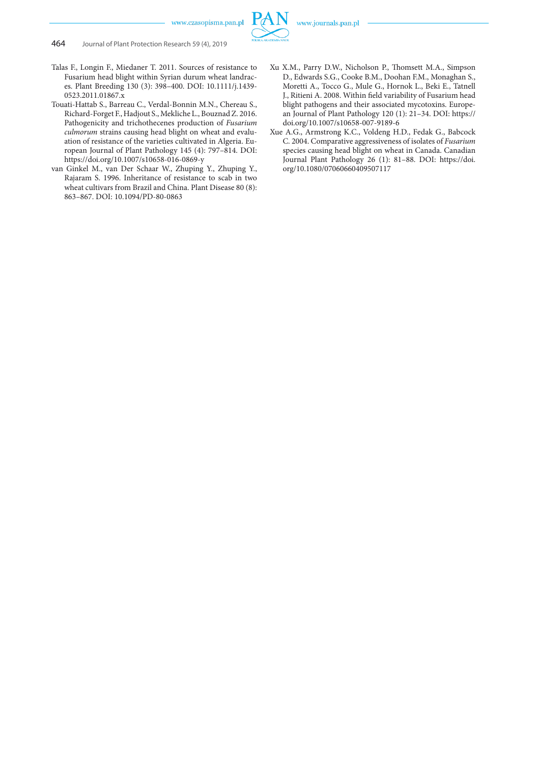Talas F., Longin F., Miedaner T. 2011. Sources of resistance to Fusarium head blight within Syrian durum wheat landraces. Plant Breeding 130 (3): 398–400. DOI: 10.1111/j.1439-0523.2011.01867.x

Touati-Hattab S., Barreau C., Verdal-Bonnin M.N., Chereau S., Richard-Forget F., Hadjout S., Mekliche L., Bouznad Z. 2016. Pathogenicity and trichothecenes production of *Fusarium culmorum* strains causing head blight on wheat and evaluation of resistance of the varieties cultivated in Algeria. European Journal of Plant Pathology 145 (4): 797–814. DOI: https://doi.org/10.1007/s10658-016-0869-y

van Ginkel M., van Der Schaar W., Zhuping Y., Zhuping Y., Rajaram S. 1996. Inheritance of resistance to scab in two wheat cultivars from Brazil and China. Plant Disease 80 (8): 863–867. DOI: 10.1094/PD-80-0863

Xu X.M., Parry D.W., Nicholson P., Thomsett M.A., Simpson D., Edwards S.G., Cooke B.M., Doohan F.M., Monaghan S., Moretti A., Tocco G., Mule G., Hornok L., Beki E., Tatnell J., Ritieni A. 2008. Within field variability of Fusarium head blight pathogens and their associated mycotoxins. European Journal of Plant Pathology 120 (1): 21–34. DOI: https://doi.org/10.1007/s10658-007-9189-6

Xue A.G., Armstrong K.C., Voldeng H.D., Fedak G., Babcock C. 2004. Comparative aggressiveness of isolates of *Fusarium* species causing head blight on wheat in Canada. Canadian Journal Plant Pathology 26 (1): 81–88. DOI: https://doi.org/10.1080/07060660409507117